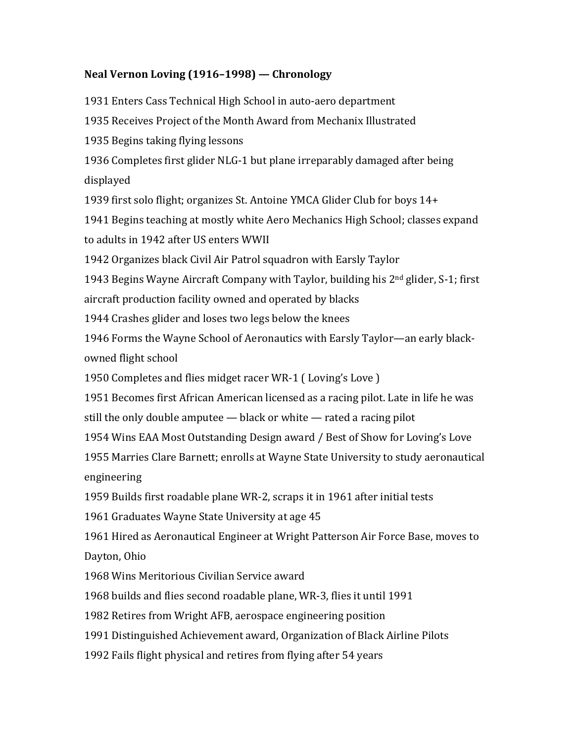**Neal Vernon Loving (1916–1998) — Chronology**

1931 Enters Cass Technical High School in auto-aero department

1935 Receives Project of the Month Award from Mechanix Illustrated

1935 Begins taking flying lessons

1936 Completes first glider NLG-1 but plane irreparably damaged after being displayed

1939 first solo flight; organizes St. Antoine YMCA Glider Club for boys 14+

1941 Begins teaching at mostly white Aero Mechanics High School; classes expand to adults in 1942 after US enters WWII

1942 Organizes black Civil Air Patrol squadron with Earsly Taylor

1943 Begins Wayne Aircraft Company with Taylor, building his 2nd glider, S-1; first aircraft production facility owned and operated by blacks

1944 Crashes glider and loses two legs below the knees

1946 Forms the Wayne School of Aeronautics with Earsly Taylor—an early black-owned flight school

1950 Completes and flies midget racer WR-1 ( Loving's Love )

1951 Becomes first African American licensed as a racing pilot. Late in life he was still the only double amputee — black or white — rated a racing pilot

1954 Wins EAA Most Outstanding Design award / Best of Show for Loving's Love

1955 Marries Clare Barnett; enrolls at Wayne State University to study aeronautical engineering

1959 Builds first roadable plane WR-2, scraps it in 1961 after initial tests

1961 Graduates Wayne State University at age 45

1961 Hired as Aeronautical Engineer at Wright Patterson Air Force Base, moves to Dayton, Ohio

1968 Wins Meritorious Civilian Service award

1968 builds and flies second roadable plane, WR-3, flies it until 1991

1982 Retires from Wright AFB, aerospace engineering position

1991 Distinguished Achievement award, Organization of Black Airline Pilots

1992 Fails flight physical and retires from flying after 54 years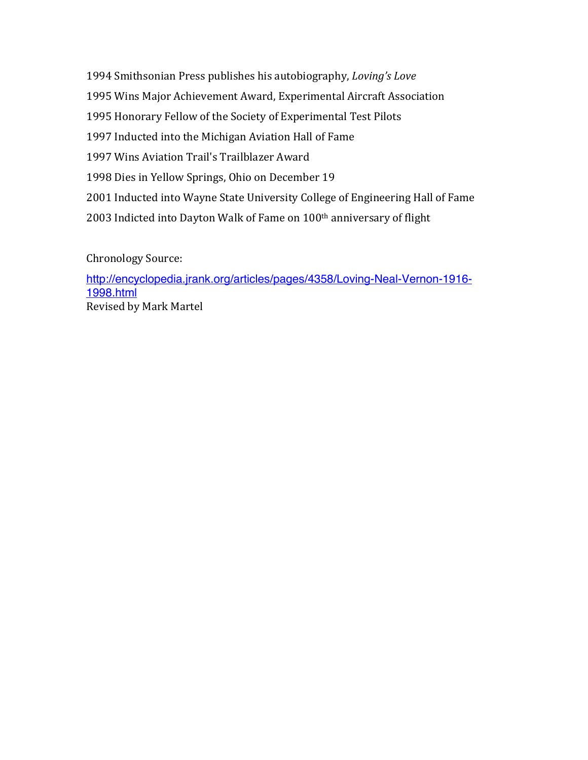1994 Smithsonian Press publishes his autobiography, *Loving's Love*

1995 Wins Major Achievement Award, Experimental Aircraft Association

1995 Honorary Fellow of the Society of Experimental Test Pilots

1997 Inducted into the Michigan Aviation Hall of Fame

1997 Wins Aviation Trail's Trailblazer Award

1998 Dies in Yellow Springs, Ohio on December 19

2001 Inducted into Wayne State University College of Engineering Hall of Fame

2003 Indicted into Dayton Walk of Fame on 100th anniversary of flight

Chronology Source:

http://encyclopedia.jrank.org/articles/pages/4358/Loving-Neal-Vernon-1916-1998.html
Revised by Mark Martel